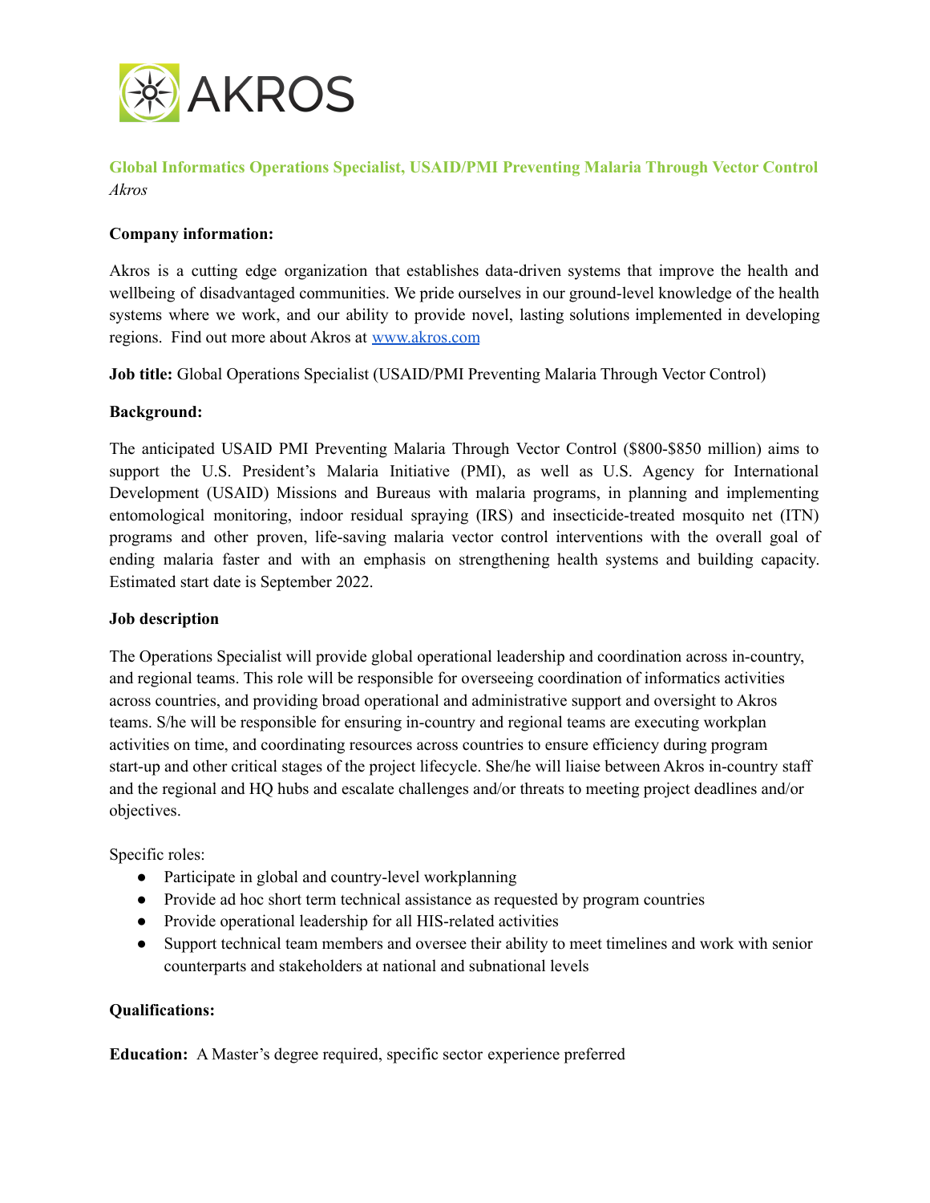## Global Informatics Operations Specialist, USAID/PMI Preventing Malaria Through Vector Control

*Akros*

**Company information:**

Akros is a cutting edge organization that establishes data-driven systems that improve the health and wellbeing of disadvantaged communities. We pride ourselves in our ground-level knowledge of the health systems where we work, and our ability to provide novel, lasting solutions implemented in developing regions. Find out more about Akros at www.akros.com

**Job title:** Global Operations Specialist (USAID/PMI Preventing Malaria Through Vector Control)

**Background:**

The anticipated USAID PMI Preventing Malaria Through Vector Control ($800-$850 million) aims to support the U.S. President's Malaria Initiative (PMI), as well as U.S. Agency for International Development (USAID) Missions and Bureaus with malaria programs, in planning and implementing entomological monitoring, indoor residual spraying (IRS) and insecticide-treated mosquito net (ITN) programs and other proven, life-saving malaria vector control interventions with the overall goal of ending malaria faster and with an emphasis on strengthening health systems and building capacity. Estimated start date is September 2022.

**Job description**

The Operations Specialist will provide global operational leadership and coordination across in-country, and regional teams. This role will be responsible for overseeing coordination of informatics activities across countries, and providing broad operational and administrative support and oversight to Akros teams. S/he will be responsible for ensuring in-country and regional teams are executing workplan activities on time, and coordinating resources across countries to ensure efficiency during program start-up and other critical stages of the project lifecycle. She/he will liaise between Akros in-country staff and the regional and HQ hubs and escalate challenges and/or threats to meeting project deadlines and/or objectives.

Specific roles:

- Participate in global and country-level workplanning
- Provide ad hoc short term technical assistance as requested by program countries
- Provide operational leadership for all HIS-related activities
- Support technical team members and oversee their ability to meet timelines and work with senior counterparts and stakeholders at national and subnational levels

**Qualifications:**

**Education:** A Master's degree required, specific sector experience preferred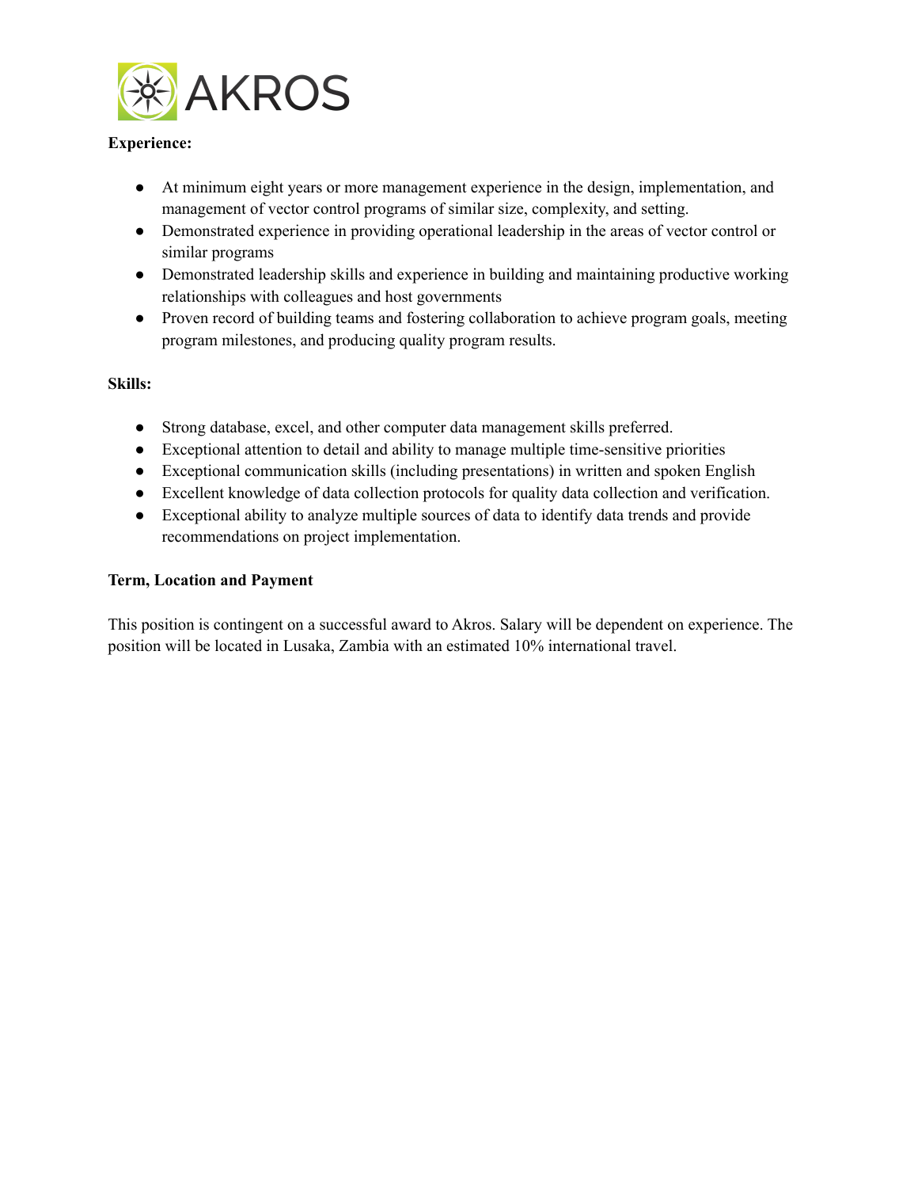**Experience:**

- At minimum eight years or more management experience in the design, implementation, and management of vector control programs of similar size, complexity, and setting.
- Demonstrated experience in providing operational leadership in the areas of vector control or similar programs
- Demonstrated leadership skills and experience in building and maintaining productive working relationships with colleagues and host governments
- Proven record of building teams and fostering collaboration to achieve program goals, meeting program milestones, and producing quality program results.

**Skills:**

- Strong database, excel, and other computer data management skills preferred.
- Exceptional attention to detail and ability to manage multiple time-sensitive priorities
- Exceptional communication skills (including presentations) in written and spoken English
- Excellent knowledge of data collection protocols for quality data collection and verification.
- Exceptional ability to analyze multiple sources of data to identify data trends and provide recommendations on project implementation.

**Term, Location and Payment**

This position is contingent on a successful award to Akros. Salary will be dependent on experience. The position will be located in Lusaka, Zambia with an estimated 10% international travel.